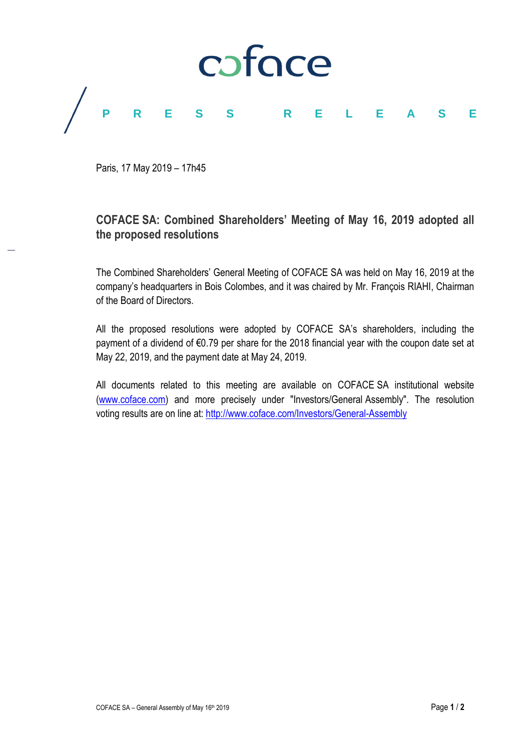coface

PRESS RELEASE

Paris, 17 May 2019 – 17h45

## COFACE SA: Combined Shareholders' Meeting of May 16, 2019 adopted all the proposed resolutions

The Combined Shareholders' General Meeting of COFACE SA was held on May 16, 2019 at the company's headquarters in Bois Colombes, and it was chaired by Mr. François RIAHI, Chairman of the Board of Directors.

All the proposed resolutions were adopted by COFACE SA's shareholders, including the payment of a dividend of €0.79 per share for the 2018 financial year with the coupon date set at May 22, 2019, and the payment date at May 24, 2019.

All documents related to this meeting are available on COFACE SA institutional website ([www.coface.com](http://www.coface.com)) and more precisely under "Investors/General Assembly". The resolution voting results are on line at: [http://www.coface.com/Investors/General-Assembly](http://www.coface.com/Investors/General-Assembly)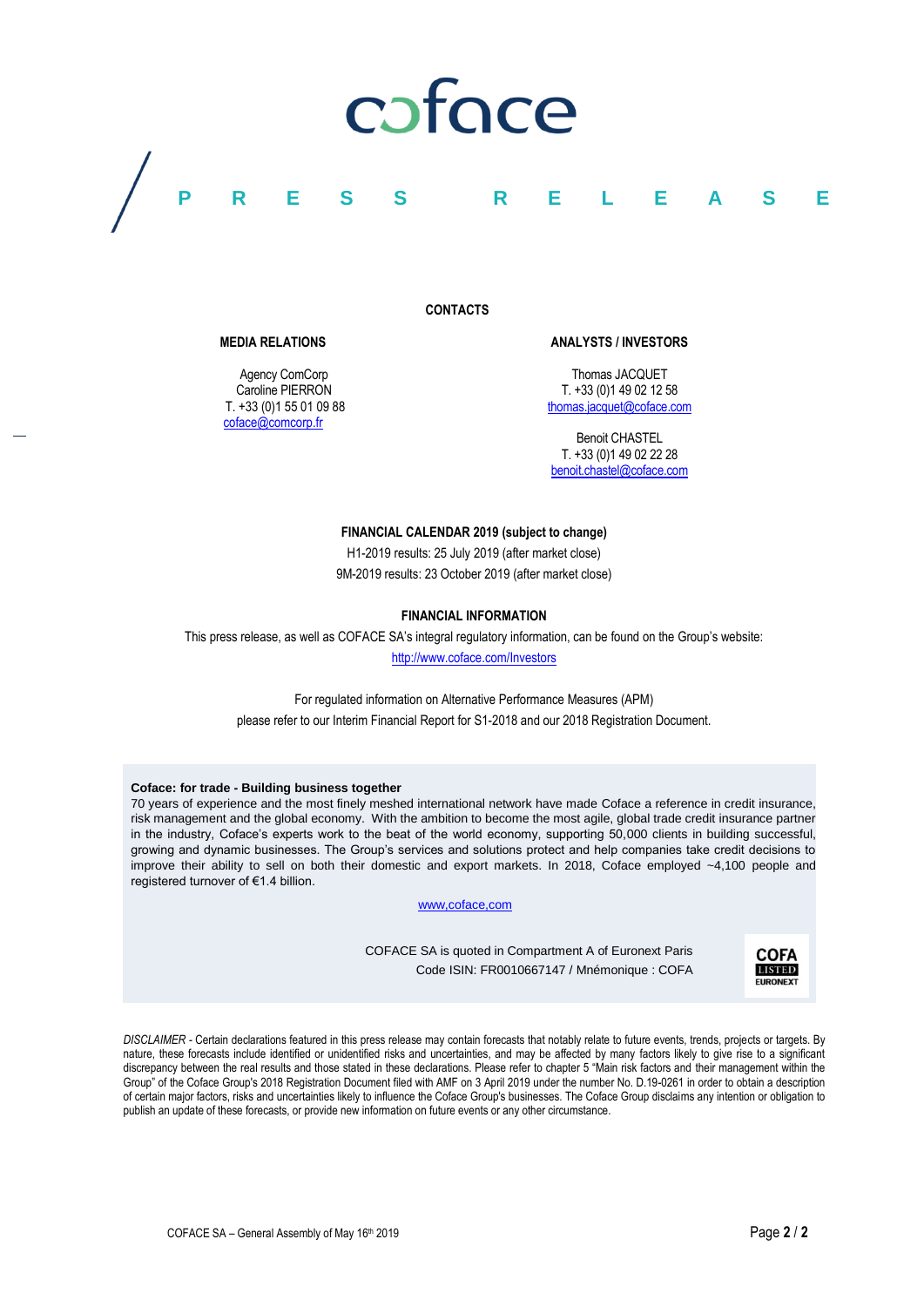# PRESS RELEASE

## CONTACTS

**MEDIA RELATIONS**

Agency ComCorp
Caroline PIERRON
T. +33 (0)1 55 01 09 88
coface@comcorp.fr

**ANALYSTS / INVESTORS**

Thomas JACQUET
T. +33 (0)1 49 02 12 58
thomas.jacquet@coface.com

Benoit CHASTEL
T. +33 (0)1 49 02 22 28
benoit.chastel@coface.com

**FINANCIAL CALENDAR 2019 (subject to change)**

H1-2019 results: 25 July 2019 (after market close)
9M-2019 results: 23 October 2019 (after market close)

**FINANCIAL INFORMATION**

This press release, as well as COFACE SA's integral regulatory information, can be found on the Group's website: http://www.coface.com/Investors

For regulated information on Alternative Performance Measures (APM)
please refer to our Interim Financial Report for S1-2018 and our 2018 Registration Document.

**Coface: for trade - Building business together**
70 years of experience and the most finely meshed international network have made Coface a reference in credit insurance, risk management and the global economy. With the ambition to become the most agile, global trade credit insurance partner in the industry, Coface's experts work to the beat of the world economy, supporting 50,000 clients in building successful, growing and dynamic businesses. The Group's services and solutions protect and help companies take credit decisions to improve their ability to sell on both their domestic and export markets. In 2018, Coface employed ~4,100 people and registered turnover of €1.4 billion.

www,coface,com

COFACE SA is quoted in Compartment A of Euronext Paris
Code ISIN: FR0010667147 / Mnémonique : COFA

COFA LISTED EURONEXT

*DISCLAIMER* - Certain declarations featured in this press release may contain forecasts that notably relate to future events, trends, projects or targets. By nature, these forecasts include identified or unidentified risks and uncertainties, and may be affected by many factors likely to give rise to a significant discrepancy between the real results and those stated in these declarations. Please refer to chapter 5 "Main risk factors and their management within the Group" of the Coface Group's 2018 Registration Document filed with AMF on 3 April 2019 under the number No. D.19-0261 in order to obtain a description of certain major factors, risks and uncertainties likely to influence the Coface Group's businesses. The Coface Group disclaims any intention or obligation to publish an update of these forecasts, or provide new information on future events or any other circumstance.